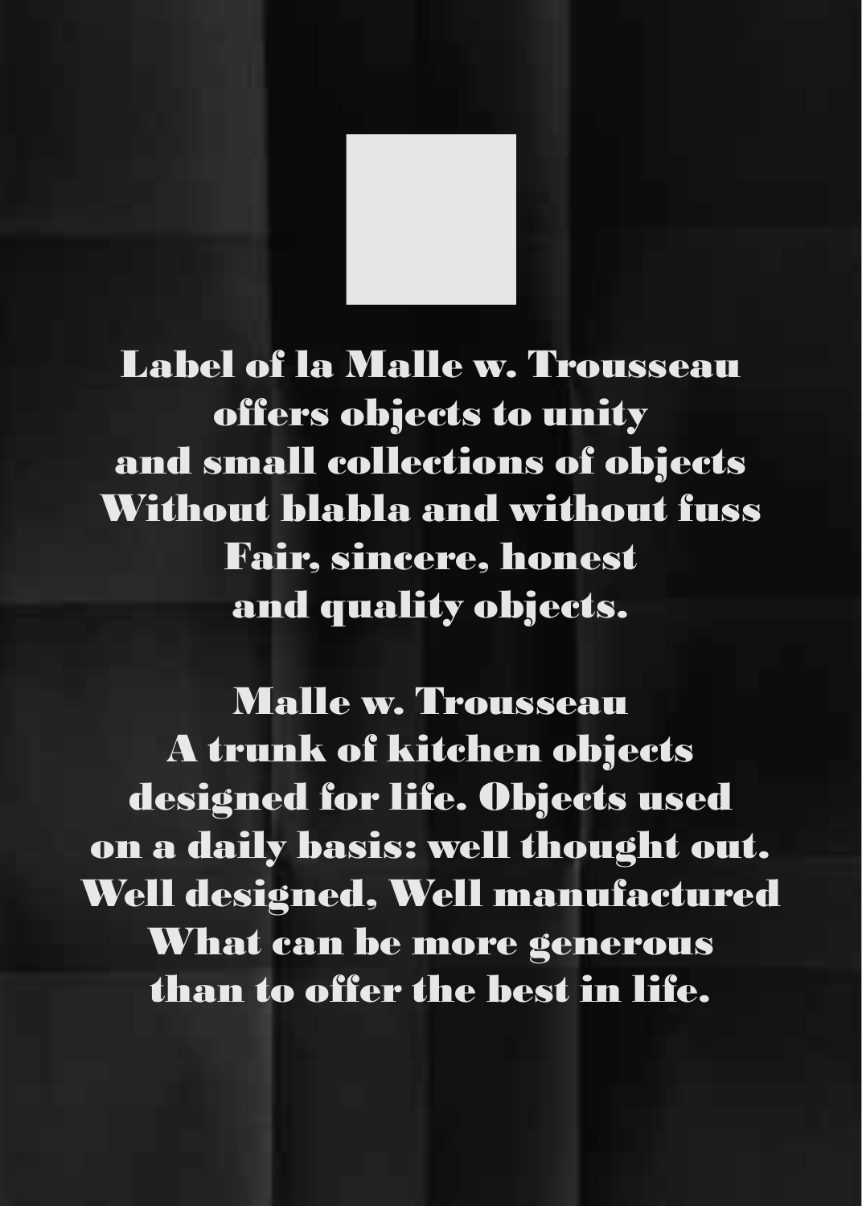Label of la Malle w. Trousseau
offers objects to unity
and small collections of objects
Without blabla and without fuss
Fair, sincere, honest
and quality objects.

Malle w. Trousseau
A trunk of kitchen objects
designed for life. Objects used
on a daily basis: well thought out.
Well designed, Well manufactured
What can be more generous
than to offer the best in life.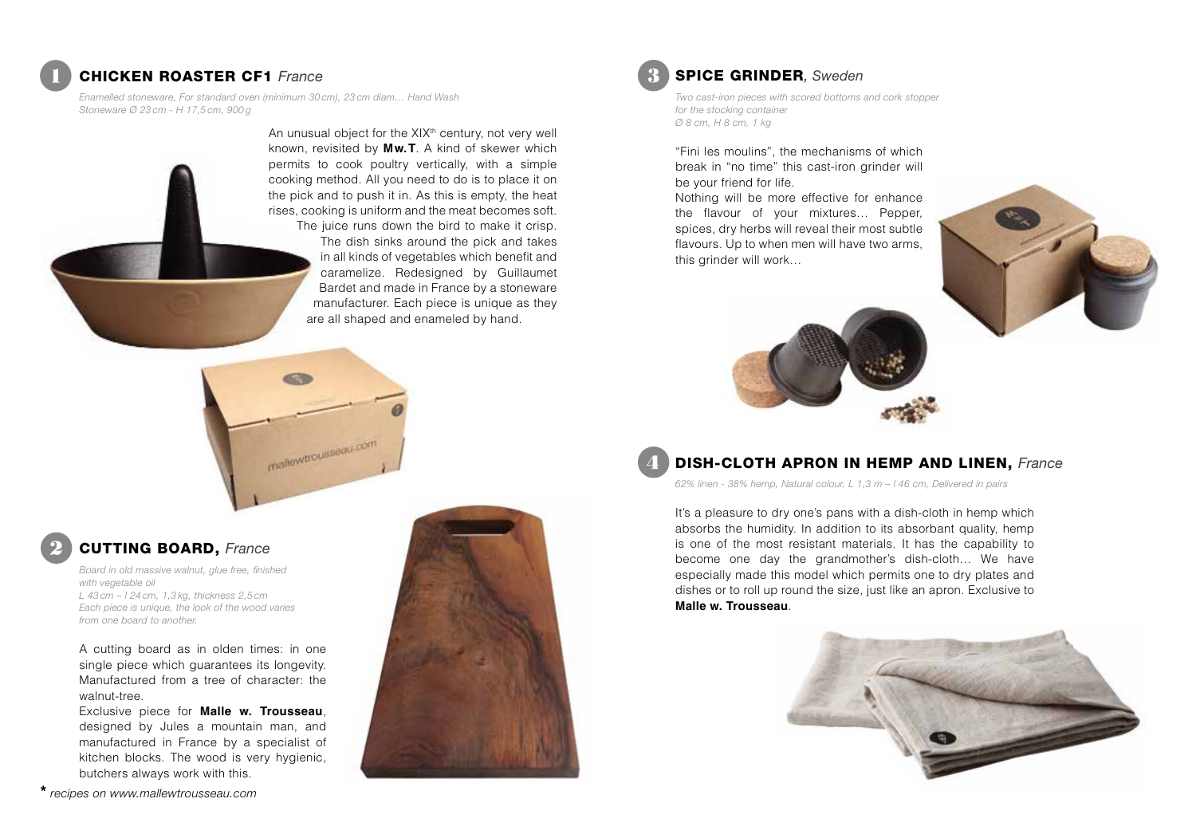## 1 CHICKEN ROASTER CF1 *France*

*Enamelled stoneware, For standard oven (minimum 30 cm), 23 cm diam… Hand Wash*
*Stoneware Ø 23 cm - H 17,5 cm, 900 g*

An unusual object for the XIX[th] century, not very well known, revisited by **Mw.T**. A kind of skewer which permits to cook poultry vertically, with a simple cooking method. All you need to do is to place it on the pick and to push it in. As this is empty, the heat rises, cooking is uniform and the meat becomes soft. The juice runs down the bird to make it crisp. The dish sinks around the pick and takes in all kinds of vegetables which benefit and caramelize. Redesigned by Guillaumet Bardet and made in France by a stoneware manufacturer. Each piece is unique as they are all shaped and enameled by hand.

## 2 CUTTING BOARD, *France*

*Board in old massive walnut, glue free, finished with vegetable oil*
*L 43 cm – l 24 cm, 1,3 kg, thickness 2,5 cm*
*Each piece is unique, the look of the wood varies from one board to another.*

A cutting board as in olden times: in one single piece which guarantees its longevity. Manufactured from a tree of character: the walnut-tree.
Exclusive piece for **Malle w. Trousseau**, designed by Jules a mountain man, and manufactured in France by a specialist of kitchen blocks. The wood is very hygienic, butchers always work with this.

## 3 SPICE GRINDER, *Sweden*

*Two cast-iron pieces with scored bottoms and cork stopper for the stocking container*
*Ø 8 cm, H 8 cm, 1 kg*

"Fini les moulins", the mechanisms of which break in "no time" this cast-iron grinder will be your friend for life.
Nothing will be more effective for enhance the flavour of your mixtures… Pepper, spices, dry herbs will reveal their most subtle flavours. Up to when men will have two arms, this grinder will work…

## 4 DISH-CLOTH APRON IN HEMP AND LINEN, *France*

*62% linen - 38% hemp, Natural colour, L 1,3 m – l 46 cm, Delivered in pairs*

It's a pleasure to dry one's pans with a dish-cloth in hemp which absorbs the humidity. In addition to its absorbant quality, hemp is one of the most resistant materials. It has the capability to become one day the grandmother's dish-cloth… We have especially made this model which permits one to dry plates and dishes or to roll up round the size, just like an apron. Exclusive to **Malle w. Trousseau**.

\* *recipes on www.mallewtrousseau.com*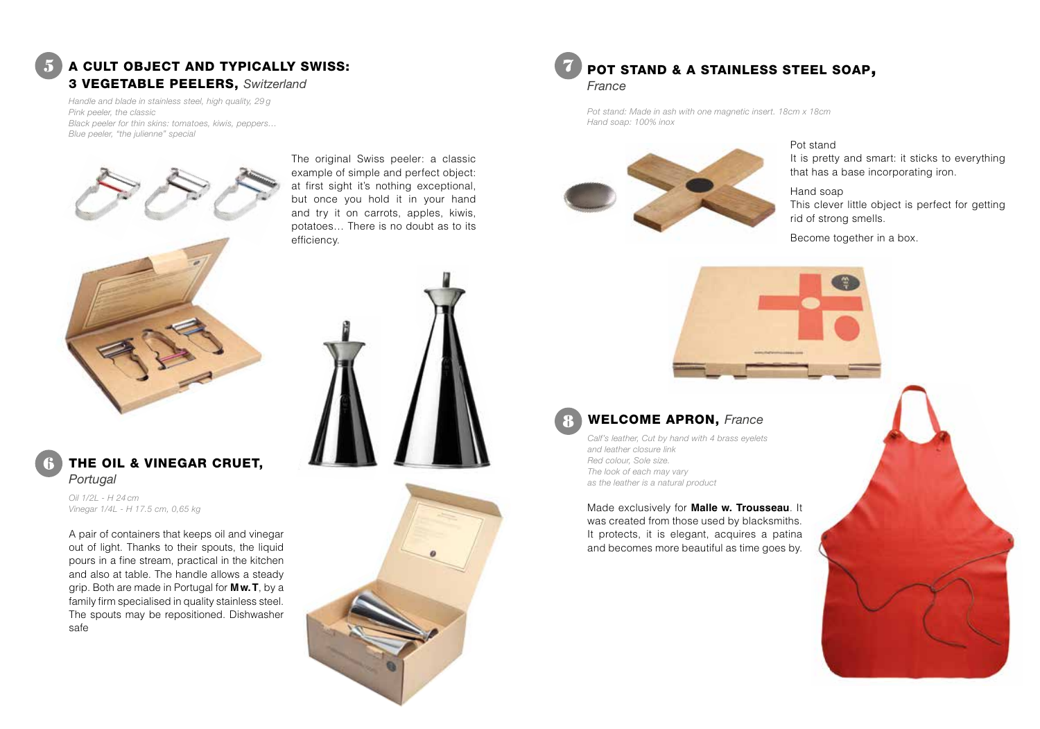## 5 A CULT OBJECT AND TYPICALLY SWISS: 3 VEGETABLE PEELERS, *Switzerland*

*Handle and blade in stainless steel, high quality, 29 g*
*Pink peeler, the classic*
*Black peeler for thin skins: tomatoes, kiwis, peppers…*
*Blue peeler, "the julienne" special*

The original Swiss peeler: a classic example of simple and perfect object: at first sight it's nothing exceptional, but once you hold it in your hand and try it on carrots, apples, kiwis, potatoes… There is no doubt as to its efficiency.

## 6 THE OIL & VINEGAR CRUET, *Portugal*

*Oil 1/2L - H 24 cm*
*Vinegar 1/4L - H 17.5 cm, 0,65 kg*

A pair of containers that keeps oil and vinegar out of light. Thanks to their spouts, the liquid pours in a fine stream, practical in the kitchen and also at table. The handle allows a steady grip. Both are made in Portugal for **M w. T**, by a family firm specialised in quality stainless steel. The spouts may be repositioned. Dishwasher safe

## 7 POT STAND & A STAINLESS STEEL SOAP, *France*

*Pot stand: Made in ash with one magnetic insert. 18cm x 18cm*
*Hand soap: 100% inox*

Pot stand
It is pretty and smart: it sticks to everything that has a base incorporating iron.

Hand soap
This clever little object is perfect for getting rid of strong smells.

Become together in a box.

## 8 WELCOME APRON, *France*

*Calf's leather, Cut by hand with 4 brass eyelets*
*and leather closure link*
*Red colour, Sole size.*
*The look of each may vary*
*as the leather is a natural product*

Made exclusively for **Malle w. Trousseau**. It was created from those used by blacksmiths. It protects, it is elegant, acquires a patina and becomes more beautiful as time goes by.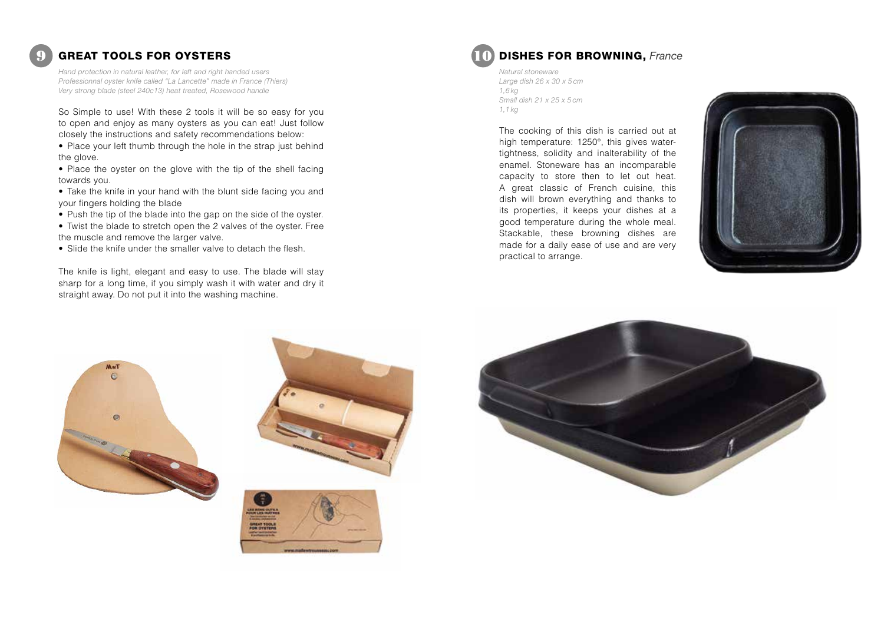## 9 GREAT TOOLS FOR OYSTERS

*Hand protection in natural leather, for left and right handed users*
*Professionnal oyster knife called "La Lancette" made in France (Thiers)*
*Very strong blade (steel 240c13) heat treated, Rosewood handle*

So Simple to use! With these 2 tools it will be so easy for you to open and enjoy as many oysters as you can eat! Just follow closely the instructions and safety recommendations below:

- Place your left thumb through the hole in the strap just behind the glove.
- Place the oyster on the glove with the tip of the shell facing towards you.
- Take the knife in your hand with the blunt side facing you and your fingers holding the blade
- Push the tip of the blade into the gap on the side of the oyster.
- Twist the blade to stretch open the 2 valves of the oyster. Free the muscle and remove the larger valve.
- Slide the knife under the smaller valve to detach the flesh.

The knife is light, elegant and easy to use. The blade will stay sharp for a long time, if you simply wash it with water and dry it straight away. Do not put it into the washing machine.

## 10 DISHES FOR BROWNING, *France*

*Natural stoneware*
*Large dish 26 x 30 x 5 cm*
*1,6 kg*
*Small dish 21 x 25 x 5 cm*
*1,1 kg*

The cooking of this dish is carried out at high temperature: 1250°, this gives water-tightness, solidity and inalterability of the enamel. Stoneware has an incomparable capacity to store then to let out heat. A great classic of French cuisine, this dish will brown everything and thanks to its properties, it keeps your dishes at a good temperature during the whole meal. Stackable, these browning dishes are made for a daily ease of use and are very practical to arrange.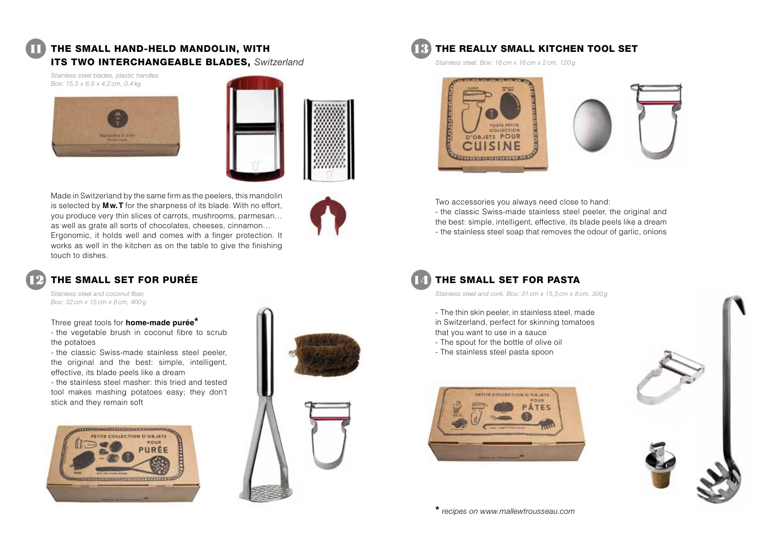## 11 THE SMALL HAND-HELD MANDOLIN, WITH ITS TWO INTERCHANGEABLE BLADES, *Switzerland*

*Stainless steel blades, plastic handles*
*Box: 15,5 x 6,5 x 4,2 cm, 0,4 kg*

Made in Switzerland by the same firm as the peelers, this mandolin is selected by **Mw.T** for the sharpness of its blade. With no effort, you produce very thin slices of carrots, mushrooms, parmesan… as well as grate all sorts of chocolates, cheeses, cinnamon… Ergonomic, it holds well and comes with a finger protection. It works as well in the kitchen as on the table to give the finishing touch to dishes.

## 12 THE SMALL SET FOR PURÉE

*Stainless steel and coconut fiber,*
*Box: 32 cm x 15 cm x 8 cm, 400 g*

Three great tools for **home-made purée***

- the vegetable brush in coconut fibre to scrub the potatoes
- the classic Swiss-made stainless steel peeler, the original and the best: simple, intelligent, effective, its blade peels like a dream
- the stainless steel masher: this tried and tested tool makes mashing potatoes easy; they don't stick and they remain soft

## 13 THE REALLY SMALL KITCHEN TOOL SET

*Stainless steel. Box: 16 cm x 16 cm x 2 cm, 120 g*

Two accessories you always need close to hand:
- the classic Swiss-made stainless steel peeler, the original and the best: simple, intelligent, effective, its blade peels like a dream
- the stainless steel soap that removes the odour of garlic, onions

## 14 THE SMALL SET FOR PASTA

*Stainless steel and cork. Box: 31 cm x 15,5 cm x 8 cm, 300 g*

- The thin skin peeler, in stainless steel, made in Switzerland, perfect for skinning tomatoes that you want to use in a sauce
- The spout for the bottle of olive oil
- The stainless steel pasta spoon

**\*** *recipes on www.mallewtrousseau.com*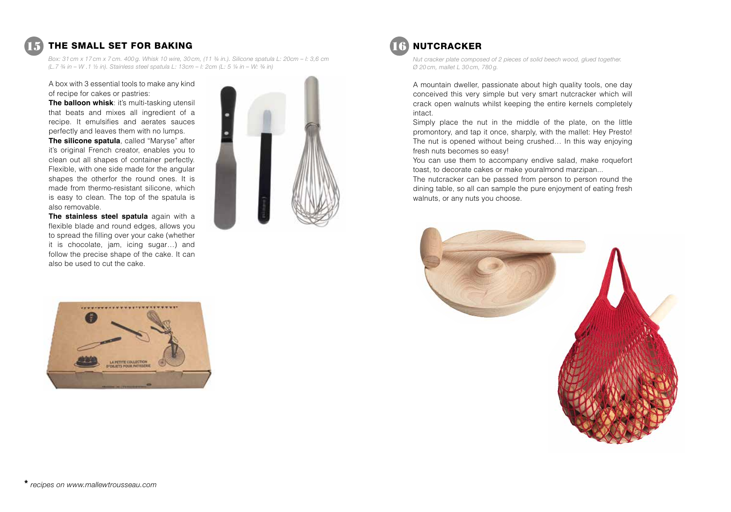## 15 THE SMALL SET FOR BAKING

*Box: 31 cm x 17 cm x 7 cm. 400 g. Whisk 10 wire, 30 cm, (11 ¾ in.). Silicone spatula L: 20cm – l: 3,6 cm (L.7 ¾ in – W .1 ½ in). Stainless steel spatula L: 13cm – l: 2cm (L: 5 ¼ in – W: ¾ in)*

A box with 3 essential tools to make any kind of recipe for cakes or pastries:

**The balloon whisk**: it's multi-tasking utensil that beats and mixes all ingredient of a recipe. It emulsifies and aerates sauces perfectly and leaves them with no lumps.

**The silicone spatula**, called "Maryse" after it's original French creator, enables you to clean out all shapes of container perfectly. Flexible, with one side made for the angular shapes the otherfor the round ones. It is made from thermo-resistant silicone, which is easy to clean. The top of the spatula is also removable.

**The stainless steel spatula** again with a flexible blade and round edges, allows you to spread the filling over your cake (whether it is chocolate, jam, icing sugar…) and follow the precise shape of the cake. It can also be used to cut the cake.

## 16 NUTCRACKER

*Nut cracker plate composed of 2 pieces of solid beech wood, glued together. Ø 20 cm, mallet L 30 cm, 780 g.*

A mountain dweller, passionate about high quality tools, one day conceived this very simple but very smart nutcracker which will crack open walnuts whilst keeping the entire kernels completely intact.

Simply place the nut in the middle of the plate, on the little promontory, and tap it once, sharply, with the mallet: Hey Presto! The nut is opened without being crushed… In this way enjoying fresh nuts becomes so easy!

You can use them to accompany endive salad, make roquefort toast, to decorate cakes or make youralmond marzipan...

The nutcracker can be passed from person to person round the dining table, so all can sample the pure enjoyment of eating fresh walnuts, or any nuts you choose.

*\* recipes on www.mallewtrousseau.com*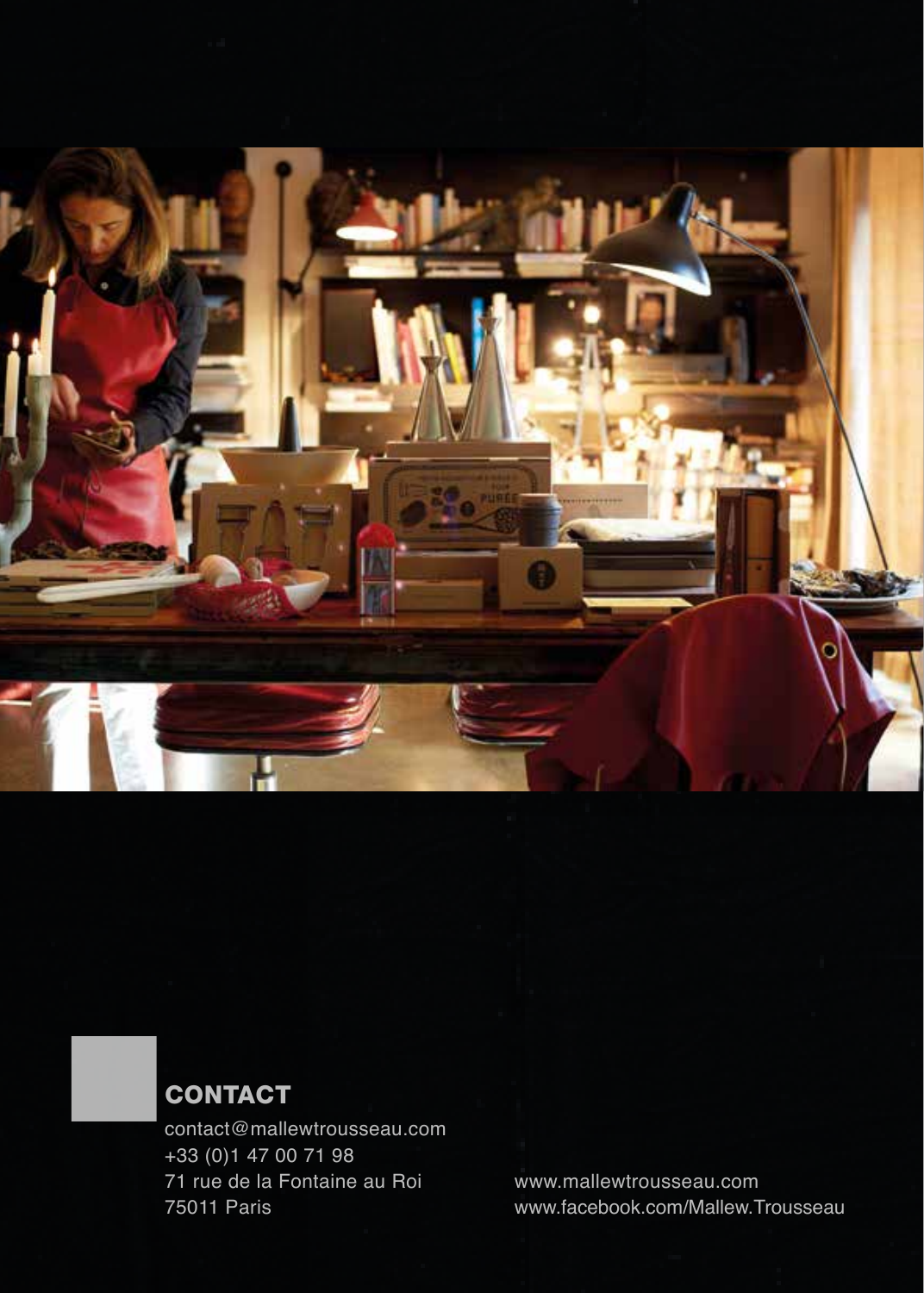## CONTACT

contact@mallewtrousseau.com
+33 (0)1 47 00 71 98
71 rue de la Fontaine au Roi
75011 Paris

www.mallewtrousseau.com
www.facebook.com/Mallew.Trousseau